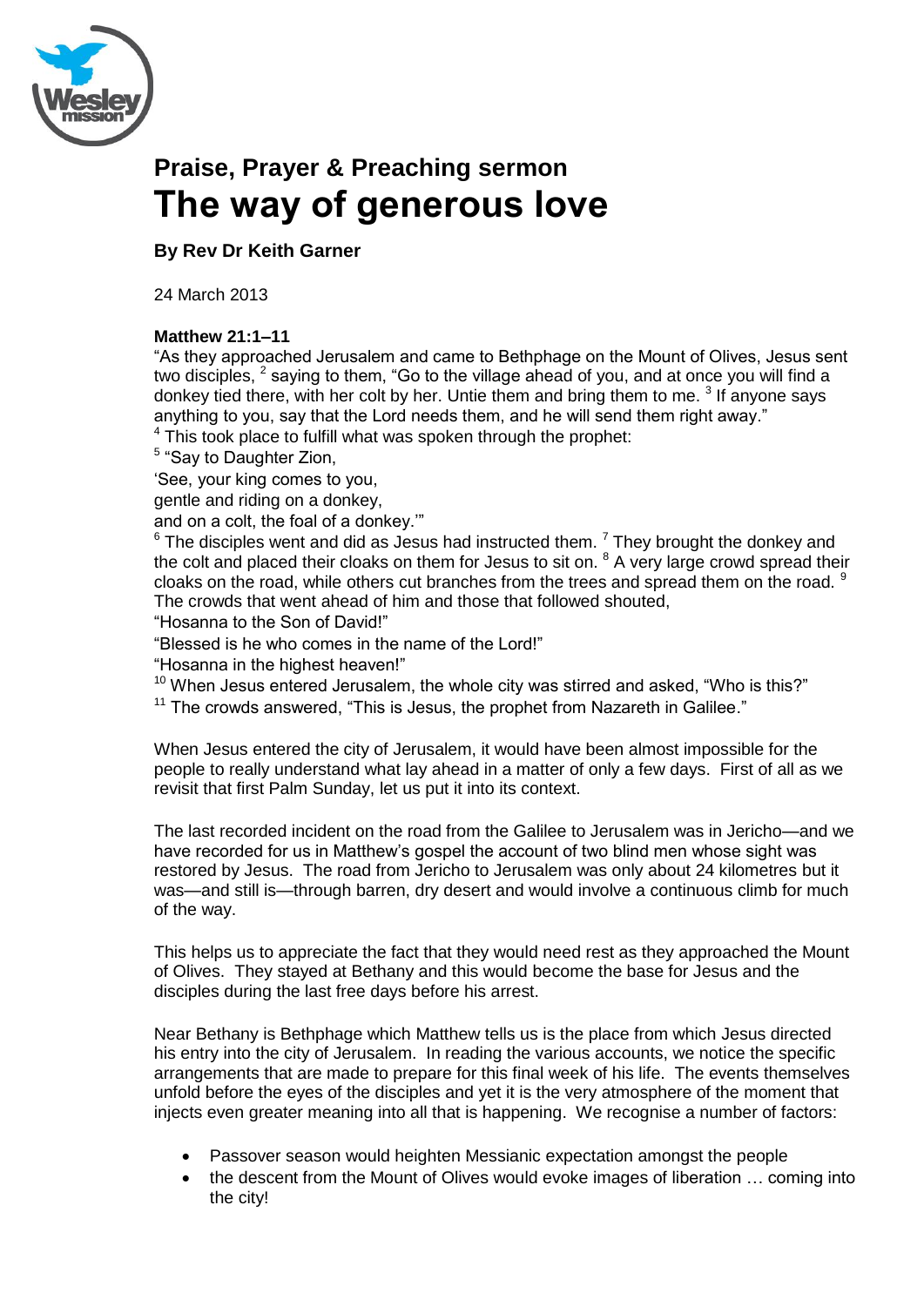# Praise, Prayer & Preaching sermon

# The way of generous love

**By Rev Dr Keith Garner**

24 March 2013

**Matthew 21:1–11**

"As they approached Jerusalem and came to Bethphage on the Mount of Olives, Jesus sent two disciples, [2] saying to them, "Go to the village ahead of you, and at once you will find a donkey tied there, with her colt by her. Untie them and bring them to me. [3] If anyone says anything to you, say that the Lord needs them, and he will send them right away."

[4] This took place to fulfill what was spoken through the prophet:

[5] "Say to Daughter Zion,

'See, your king comes to you,

gentle and riding on a donkey,

and on a colt, the foal of a donkey.'"

[6] The disciples went and did as Jesus had instructed them. [7] They brought the donkey and the colt and placed their cloaks on them for Jesus to sit on. [8] A very large crowd spread their cloaks on the road, while others cut branches from the trees and spread them on the road. [9] The crowds that went ahead of him and those that followed shouted,

"Hosanna to the Son of David!"

"Blessed is he who comes in the name of the Lord!"

"Hosanna in the highest heaven!"

[10] When Jesus entered Jerusalem, the whole city was stirred and asked, "Who is this?"

[11] The crowds answered, "This is Jesus, the prophet from Nazareth in Galilee."

When Jesus entered the city of Jerusalem, it would have been almost impossible for the people to really understand what lay ahead in a matter of only a few days. First of all as we revisit that first Palm Sunday, let us put it into its context.

The last recorded incident on the road from the Galilee to Jerusalem was in Jericho—and we have recorded for us in Matthew's gospel the account of two blind men whose sight was restored by Jesus. The road from Jericho to Jerusalem was only about 24 kilometres but it was—and still is—through barren, dry desert and would involve a continuous climb for much of the way.

This helps us to appreciate the fact that they would need rest as they approached the Mount of Olives. They stayed at Bethany and this would become the base for Jesus and the disciples during the last free days before his arrest.

Near Bethany is Bethphage which Matthew tells us is the place from which Jesus directed his entry into the city of Jerusalem. In reading the various accounts, we notice the specific arrangements that are made to prepare for this final week of his life. The events themselves unfold before the eyes of the disciples and yet it is the very atmosphere of the moment that injects even greater meaning into all that is happening. We recognise a number of factors:

- Passover season would heighten Messianic expectation amongst the people
- the descent from the Mount of Olives would evoke images of liberation … coming into the city!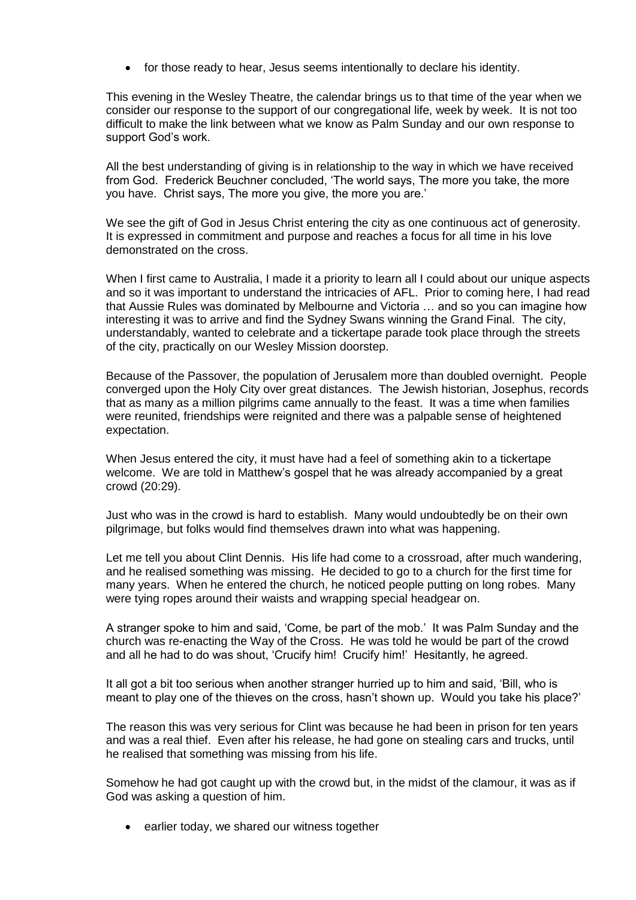- for those ready to hear, Jesus seems intentionally to declare his identity.

This evening in the Wesley Theatre, the calendar brings us to that time of the year when we consider our response to the support of our congregational life, week by week. It is not too difficult to make the link between what we know as Palm Sunday and our own response to support God's work.

All the best understanding of giving is in relationship to the way in which we have received from God. Frederick Beuchner concluded, 'The world says, The more you take, the more you have. Christ says, The more you give, the more you are.'

We see the gift of God in Jesus Christ entering the city as one continuous act of generosity. It is expressed in commitment and purpose and reaches a focus for all time in his love demonstrated on the cross.

When I first came to Australia, I made it a priority to learn all I could about our unique aspects and so it was important to understand the intricacies of AFL. Prior to coming here, I had read that Aussie Rules was dominated by Melbourne and Victoria … and so you can imagine how interesting it was to arrive and find the Sydney Swans winning the Grand Final. The city, understandably, wanted to celebrate and a tickertape parade took place through the streets of the city, practically on our Wesley Mission doorstep.

Because of the Passover, the population of Jerusalem more than doubled overnight. People converged upon the Holy City over great distances. The Jewish historian, Josephus, records that as many as a million pilgrims came annually to the feast. It was a time when families were reunited, friendships were reignited and there was a palpable sense of heightened expectation.

When Jesus entered the city, it must have had a feel of something akin to a tickertape welcome. We are told in Matthew's gospel that he was already accompanied by a great crowd (20:29).

Just who was in the crowd is hard to establish. Many would undoubtedly be on their own pilgrimage, but folks would find themselves drawn into what was happening.

Let me tell you about Clint Dennis. His life had come to a crossroad, after much wandering, and he realised something was missing. He decided to go to a church for the first time for many years. When he entered the church, he noticed people putting on long robes. Many were tying ropes around their waists and wrapping special headgear on.

A stranger spoke to him and said, 'Come, be part of the mob.' It was Palm Sunday and the church was re-enacting the Way of the Cross. He was told he would be part of the crowd and all he had to do was shout, 'Crucify him! Crucify him!' Hesitantly, he agreed.

It all got a bit too serious when another stranger hurried up to him and said, 'Bill, who is meant to play one of the thieves on the cross, hasn't shown up. Would you take his place?'

The reason this was very serious for Clint was because he had been in prison for ten years and was a real thief. Even after his release, he had gone on stealing cars and trucks, until he realised that something was missing from his life.

Somehow he had got caught up with the crowd but, in the midst of the clamour, it was as if God was asking a question of him.

- earlier today, we shared our witness together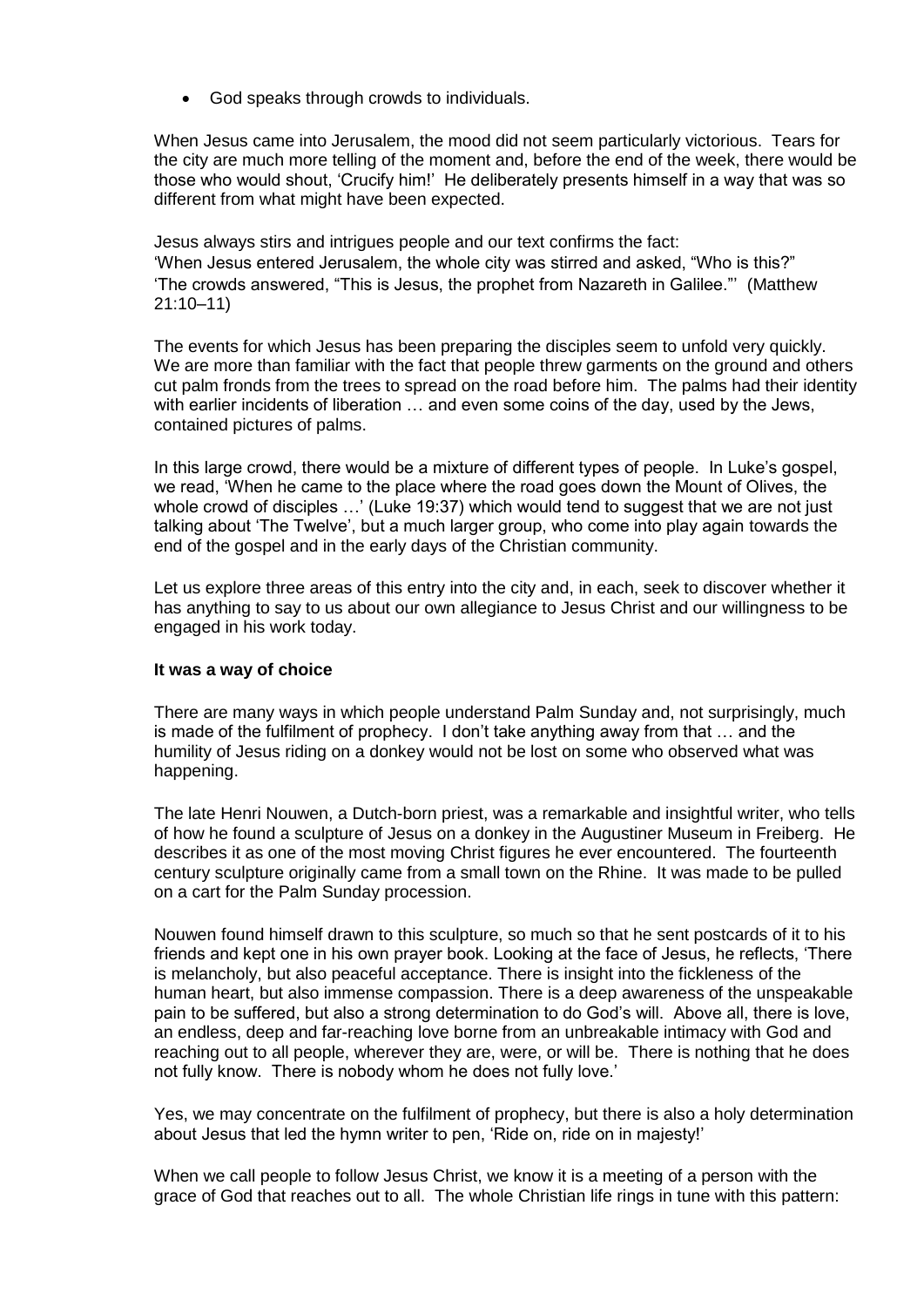- God speaks through crowds to individuals.

When Jesus came into Jerusalem, the mood did not seem particularly victorious. Tears for the city are much more telling of the moment and, before the end of the week, there would be those who would shout, 'Crucify him!' He deliberately presents himself in a way that was so different from what might have been expected.

Jesus always stirs and intrigues people and our text confirms the fact:
'When Jesus entered Jerusalem, the whole city was stirred and asked, "Who is this?"
'The crowds answered, "This is Jesus, the prophet from Nazareth in Galilee."' (Matthew 21:10–11)

The events for which Jesus has been preparing the disciples seem to unfold very quickly. We are more than familiar with the fact that people threw garments on the ground and others cut palm fronds from the trees to spread on the road before him. The palms had their identity with earlier incidents of liberation … and even some coins of the day, used by the Jews, contained pictures of palms.

In this large crowd, there would be a mixture of different types of people. In Luke's gospel, we read, 'When he came to the place where the road goes down the Mount of Olives, the whole crowd of disciples …' (Luke 19:37) which would tend to suggest that we are not just talking about 'The Twelve', but a much larger group, who come into play again towards the end of the gospel and in the early days of the Christian community.

Let us explore three areas of this entry into the city and, in each, seek to discover whether it has anything to say to us about our own allegiance to Jesus Christ and our willingness to be engaged in his work today.

**It was a way of choice**

There are many ways in which people understand Palm Sunday and, not surprisingly, much is made of the fulfilment of prophecy. I don't take anything away from that … and the humility of Jesus riding on a donkey would not be lost on some who observed what was happening.

The late Henri Nouwen, a Dutch-born priest, was a remarkable and insightful writer, who tells of how he found a sculpture of Jesus on a donkey in the Augustiner Museum in Freiberg. He describes it as one of the most moving Christ figures he ever encountered. The fourteenth century sculpture originally came from a small town on the Rhine. It was made to be pulled on a cart for the Palm Sunday procession.

Nouwen found himself drawn to this sculpture, so much so that he sent postcards of it to his friends and kept one in his own prayer book. Looking at the face of Jesus, he reflects, 'There is melancholy, but also peaceful acceptance. There is insight into the fickleness of the human heart, but also immense compassion. There is a deep awareness of the unspeakable pain to be suffered, but also a strong determination to do God's will. Above all, there is love, an endless, deep and far-reaching love borne from an unbreakable intimacy with God and reaching out to all people, wherever they are, were, or will be. There is nothing that he does not fully know. There is nobody whom he does not fully love.'

Yes, we may concentrate on the fulfilment of prophecy, but there is also a holy determination about Jesus that led the hymn writer to pen, 'Ride on, ride on in majesty!'

When we call people to follow Jesus Christ, we know it is a meeting of a person with the grace of God that reaches out to all. The whole Christian life rings in tune with this pattern: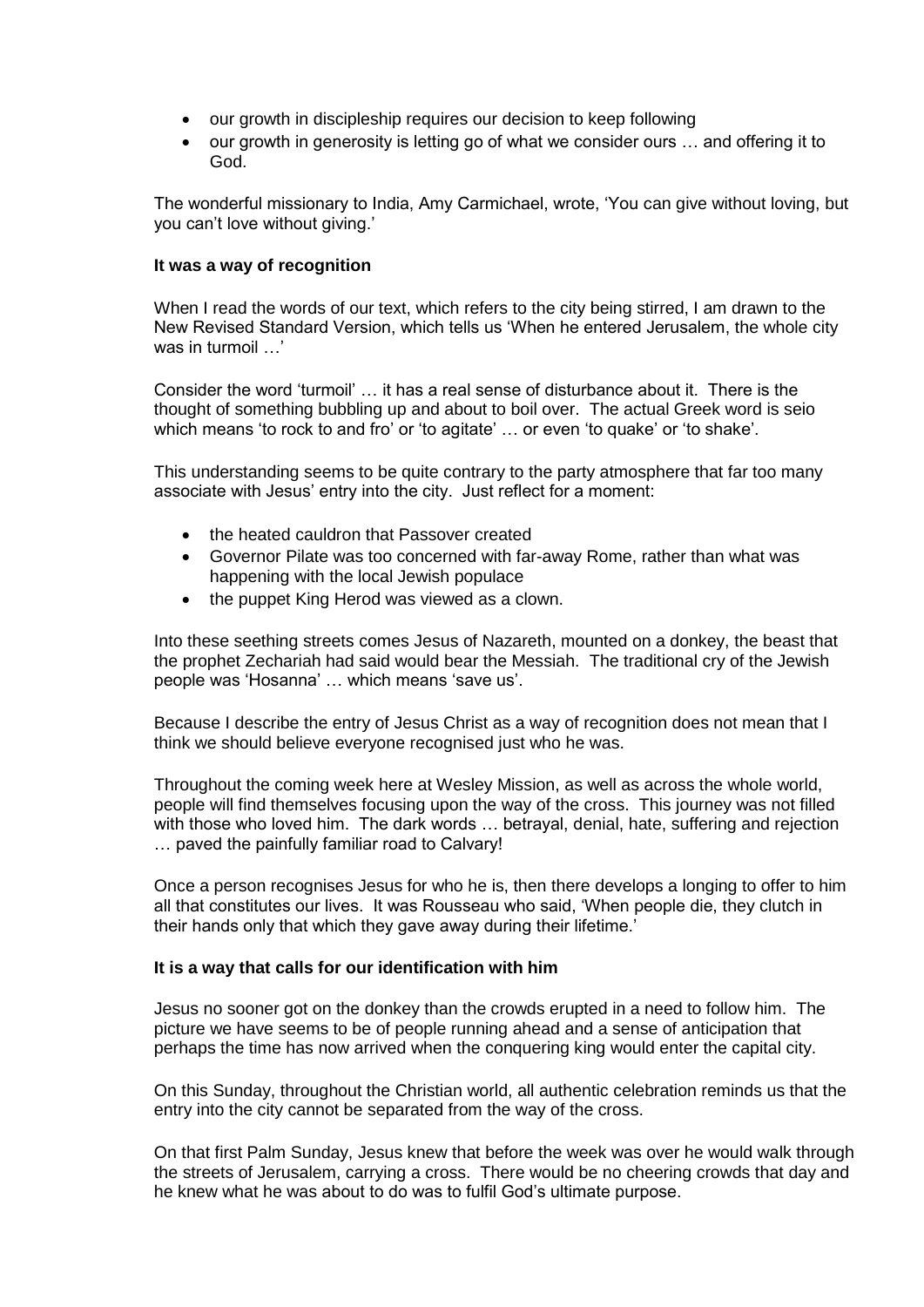- our growth in discipleship requires our decision to keep following
- our growth in generosity is letting go of what we consider ours … and offering it to God.

The wonderful missionary to India, Amy Carmichael, wrote, 'You can give without loving, but you can't love without giving.'

**It was a way of recognition**

When I read the words of our text, which refers to the city being stirred, I am drawn to the New Revised Standard Version, which tells us 'When he entered Jerusalem, the whole city was in turmoil …'

Consider the word 'turmoil' … it has a real sense of disturbance about it. There is the thought of something bubbling up and about to boil over. The actual Greek word is seio which means 'to rock to and fro' or 'to agitate' … or even 'to quake' or 'to shake'.

This understanding seems to be quite contrary to the party atmosphere that far too many associate with Jesus' entry into the city. Just reflect for a moment:

- the heated cauldron that Passover created
- Governor Pilate was too concerned with far-away Rome, rather than what was happening with the local Jewish populace
- the puppet King Herod was viewed as a clown.

Into these seething streets comes Jesus of Nazareth, mounted on a donkey, the beast that the prophet Zechariah had said would bear the Messiah. The traditional cry of the Jewish people was 'Hosanna' … which means 'save us'.

Because I describe the entry of Jesus Christ as a way of recognition does not mean that I think we should believe everyone recognised just who he was.

Throughout the coming week here at Wesley Mission, as well as across the whole world, people will find themselves focusing upon the way of the cross. This journey was not filled with those who loved him. The dark words … betrayal, denial, hate, suffering and rejection … paved the painfully familiar road to Calvary!

Once a person recognises Jesus for who he is, then there develops a longing to offer to him all that constitutes our lives. It was Rousseau who said, 'When people die, they clutch in their hands only that which they gave away during their lifetime.'

**It is a way that calls for our identification with him**

Jesus no sooner got on the donkey than the crowds erupted in a need to follow him. The picture we have seems to be of people running ahead and a sense of anticipation that perhaps the time has now arrived when the conquering king would enter the capital city.

On this Sunday, throughout the Christian world, all authentic celebration reminds us that the entry into the city cannot be separated from the way of the cross.

On that first Palm Sunday, Jesus knew that before the week was over he would walk through the streets of Jerusalem, carrying a cross. There would be no cheering crowds that day and he knew what he was about to do was to fulfil God's ultimate purpose.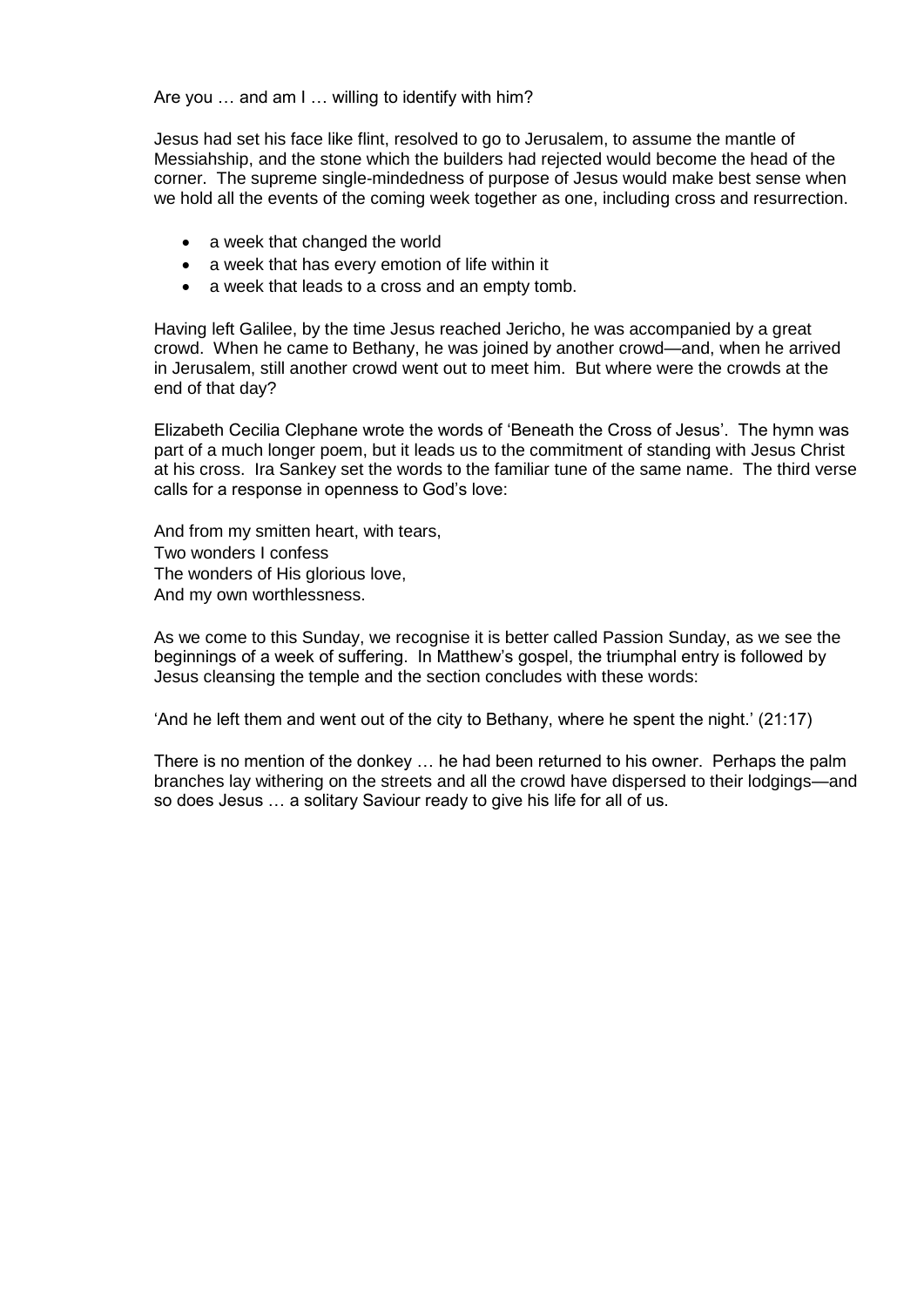Are you … and am I … willing to identify with him?

Jesus had set his face like flint, resolved to go to Jerusalem, to assume the mantle of Messiahship, and the stone which the builders had rejected would become the head of the corner. The supreme single-mindedness of purpose of Jesus would make best sense when we hold all the events of the coming week together as one, including cross and resurrection.

- a week that changed the world
- a week that has every emotion of life within it
- a week that leads to a cross and an empty tomb.

Having left Galilee, by the time Jesus reached Jericho, he was accompanied by a great crowd. When he came to Bethany, he was joined by another crowd—and, when he arrived in Jerusalem, still another crowd went out to meet him. But where were the crowds at the end of that day?

Elizabeth Cecilia Clephane wrote the words of 'Beneath the Cross of Jesus'. The hymn was part of a much longer poem, but it leads us to the commitment of standing with Jesus Christ at his cross. Ira Sankey set the words to the familiar tune of the same name. The third verse calls for a response in openness to God's love:

And from my smitten heart, with tears,  
Two wonders I confess  
The wonders of His glorious love,  
And my own worthlessness.

As we come to this Sunday, we recognise it is better called Passion Sunday, as we see the beginnings of a week of suffering. In Matthew's gospel, the triumphal entry is followed by Jesus cleansing the temple and the section concludes with these words:

'And he left them and went out of the city to Bethany, where he spent the night.' (21:17)

There is no mention of the donkey … he had been returned to his owner. Perhaps the palm branches lay withering on the streets and all the crowd have dispersed to their lodgings—and so does Jesus … a solitary Saviour ready to give his life for all of us.